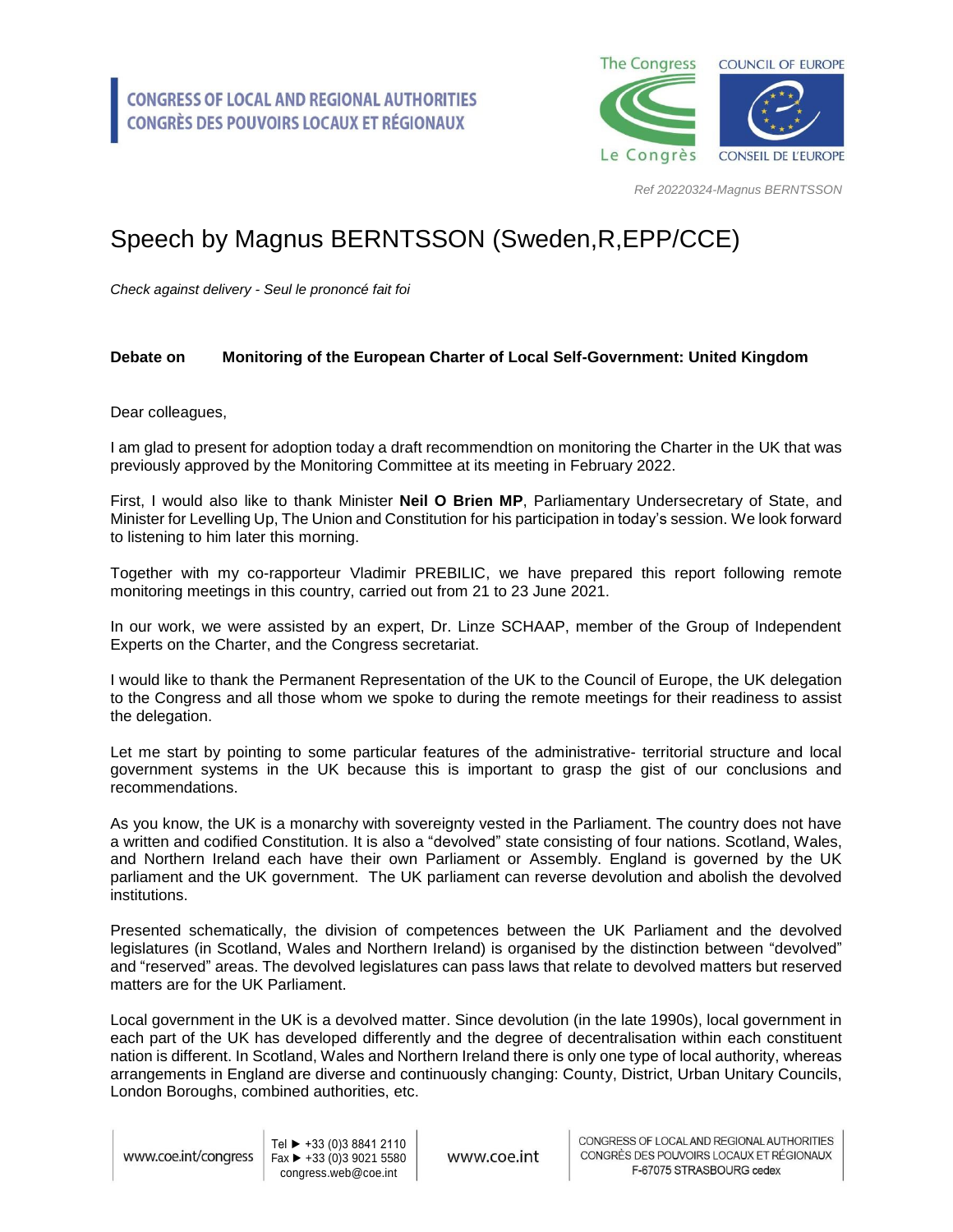CONGRESS OF LOCAL AND REGIONAL AUTHORITIES
CONGRÈS DES POUVOIRS LOCAUX ET RÉGIONAUX

*Ref 20220324-Magnus BERNTSSON*

# Speech by Magnus BERNTSSON (Sweden,R,EPP/CCE)

*Check against delivery - Seul le prononcé fait foi*

**Debate on Monitoring of the European Charter of Local Self-Government: United Kingdom**

Dear colleagues,

I am glad to present for adoption today a draft recommendtion on monitoring the Charter in the UK that was previously approved by the Monitoring Committee at its meeting in February 2022.

First, I would also like to thank Minister **Neil O Brien MP**, Parliamentary Undersecretary of State, and Minister for Levelling Up, The Union and Constitution for his participation in today's session. We look forward to listening to him later this morning.

Together with my co-rapporteur Vladimir PREBILIC, we have prepared this report following remote monitoring meetings in this country, carried out from 21 to 23 June 2021.

In our work, we were assisted by an expert, Dr. Linze SCHAAP, member of the Group of Independent Experts on the Charter, and the Congress secretariat.

I would like to thank the Permanent Representation of the UK to the Council of Europe, the UK delegation to the Congress and all those whom we spoke to during the remote meetings for their readiness to assist the delegation.

Let me start by pointing to some particular features of the administrative- territorial structure and local government systems in the UK because this is important to grasp the gist of our conclusions and recommendations.

As you know, the UK is a monarchy with sovereignty vested in the Parliament. The country does not have a written and codified Constitution. It is also a "devolved" state consisting of four nations. Scotland, Wales, and Northern Ireland each have their own Parliament or Assembly. England is governed by the UK parliament and the UK government. The UK parliament can reverse devolution and abolish the devolved institutions.

Presented schematically, the division of competences between the UK Parliament and the devolved legislatures (in Scotland, Wales and Northern Ireland) is organised by the distinction between "devolved" and "reserved" areas. The devolved legislatures can pass laws that relate to devolved matters but reserved matters are for the UK Parliament.

Local government in the UK is a devolved matter. Since devolution (in the late 1990s), local government in each part of the UK has developed differently and the degree of decentralisation within each constituent nation is different. In Scotland, Wales and Northern Ireland there is only one type of local authority, whereas arrangements in England are diverse and continuously changing: County, District, Urban Unitary Councils, London Boroughs, combined authorities, etc.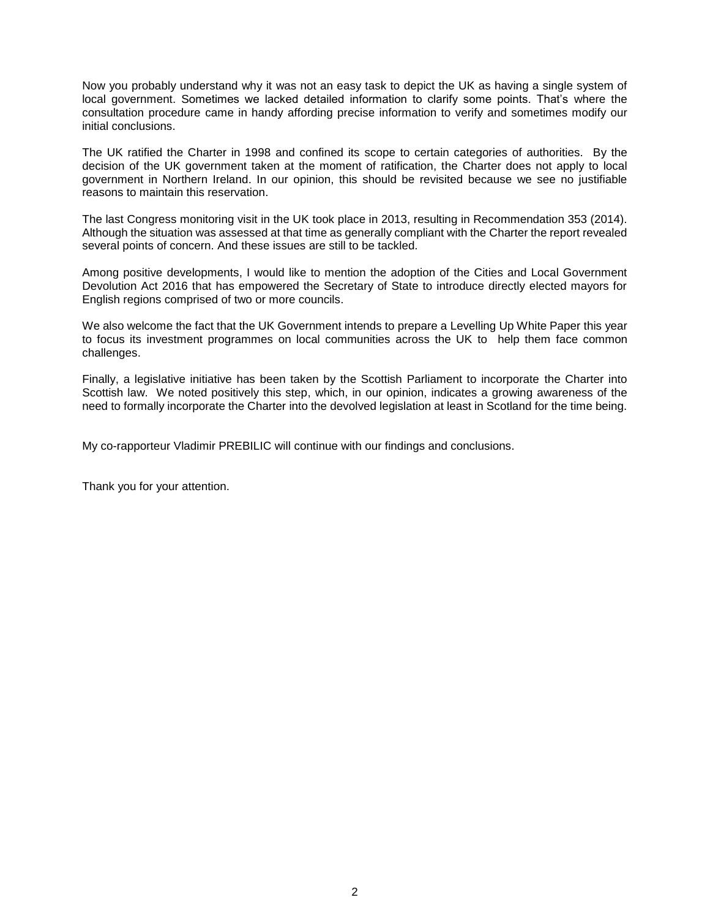Now you probably understand why it was not an easy task to depict the UK as having a single system of local government. Sometimes we lacked detailed information to clarify some points. That's where the consultation procedure came in handy affording precise information to verify and sometimes modify our initial conclusions.

The UK ratified the Charter in 1998 and confined its scope to certain categories of authorities. By the decision of the UK government taken at the moment of ratification, the Charter does not apply to local government in Northern Ireland. In our opinion, this should be revisited because we see no justifiable reasons to maintain this reservation.

The last Congress monitoring visit in the UK took place in 2013, resulting in Recommendation 353 (2014). Although the situation was assessed at that time as generally compliant with the Charter the report revealed several points of concern. And these issues are still to be tackled.

Among positive developments, I would like to mention the adoption of the Cities and Local Government Devolution Act 2016 that has empowered the Secretary of State to introduce directly elected mayors for English regions comprised of two or more councils.

We also welcome the fact that the UK Government intends to prepare a Levelling Up White Paper this year to focus its investment programmes on local communities across the UK to help them face common challenges.

Finally, a legislative initiative has been taken by the Scottish Parliament to incorporate the Charter into Scottish law. We noted positively this step, which, in our opinion, indicates a growing awareness of the need to formally incorporate the Charter into the devolved legislation at least in Scotland for the time being.

My co-rapporteur Vladimir PREBILIC will continue with our findings and conclusions.

Thank you for your attention.